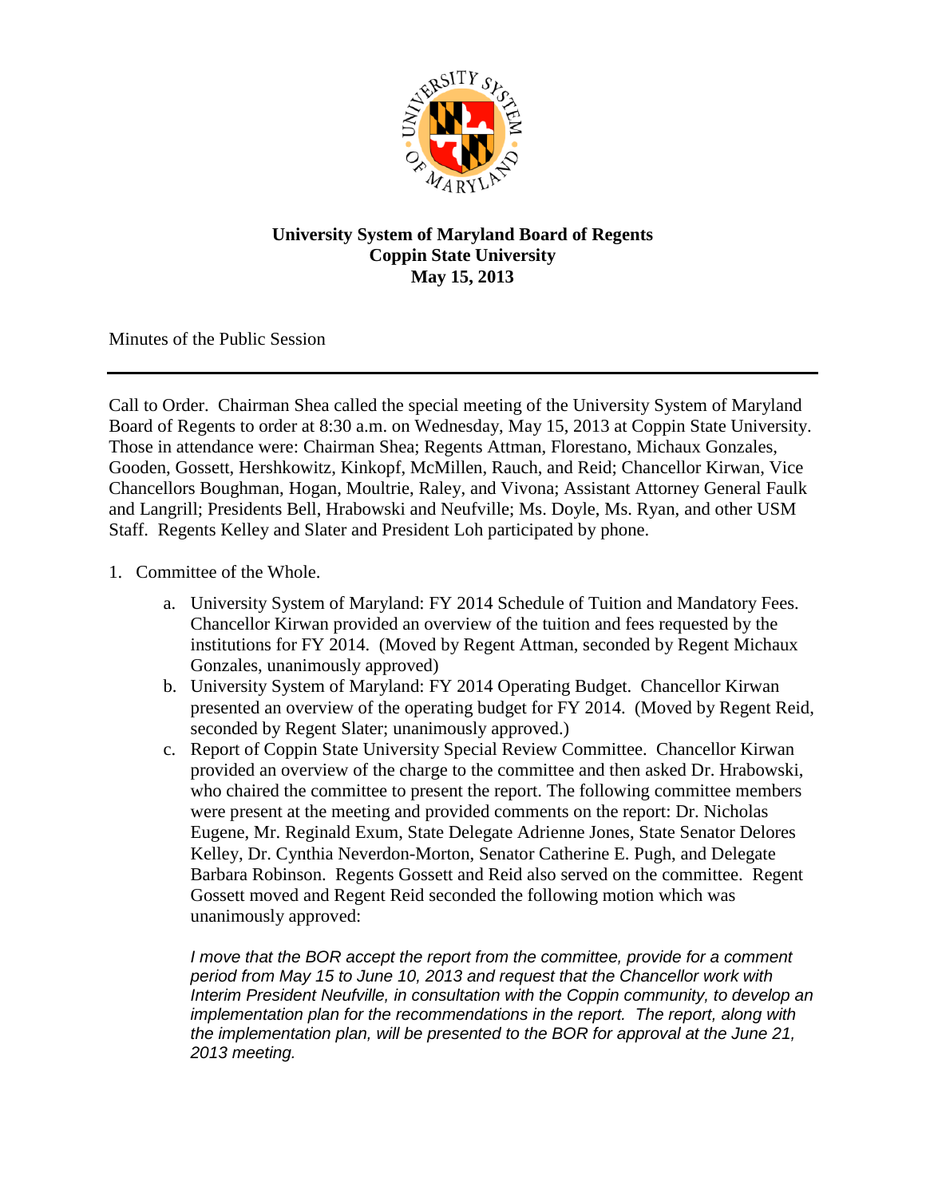**University System of Maryland Board of Regents**
**Coppin State University**
**May 15, 2013**

Minutes of the Public Session

---

Call to Order. Chairman Shea called the special meeting of the University System of Maryland Board of Regents to order at 8:30 a.m. on Wednesday, May 15, 2013 at Coppin State University. Those in attendance were: Chairman Shea; Regents Attman, Florestano, Michaux Gonzales, Gooden, Gossett, Hershkowitz, Kinkopf, McMillen, Rauch, and Reid; Chancellor Kirwan, Vice Chancellors Boughman, Hogan, Moultrie, Raley, and Vivona; Assistant Attorney General Faulk and Langrill; Presidents Bell, Hrabowski and Neufville; Ms. Doyle, Ms. Ryan, and other USM Staff. Regents Kelley and Slater and President Loh participated by phone.

1. Committee of the Whole.
   a. University System of Maryland: FY 2014 Schedule of Tuition and Mandatory Fees. Chancellor Kirwan provided an overview of the tuition and fees requested by the institutions for FY 2014. (Moved by Regent Attman, seconded by Regent Michaux Gonzales, unanimously approved)
   b. University System of Maryland: FY 2014 Operating Budget. Chancellor Kirwan presented an overview of the operating budget for FY 2014. (Moved by Regent Reid, seconded by Regent Slater; unanimously approved.)
   c. Report of Coppin State University Special Review Committee. Chancellor Kirwan provided an overview of the charge to the committee and then asked Dr. Hrabowski, who chaired the committee to present the report. The following committee members were present at the meeting and provided comments on the report: Dr. Nicholas Eugene, Mr. Reginald Exum, State Delegate Adrienne Jones, State Senator Delores Kelley, Dr. Cynthia Neverdon-Morton, Senator Catherine E. Pugh, and Delegate Barbara Robinson. Regents Gossett and Reid also served on the committee. Regent Gossett moved and Regent Reid seconded the following motion which was unanimously approved:

      *I move that the BOR accept the report from the committee, provide for a comment period from May 15 to June 10, 2013 and request that the Chancellor work with Interim President Neufville, in consultation with the Coppin community, to develop an implementation plan for the recommendations in the report. The report, along with the implementation plan, will be presented to the BOR for approval at the June 21, 2013 meeting.*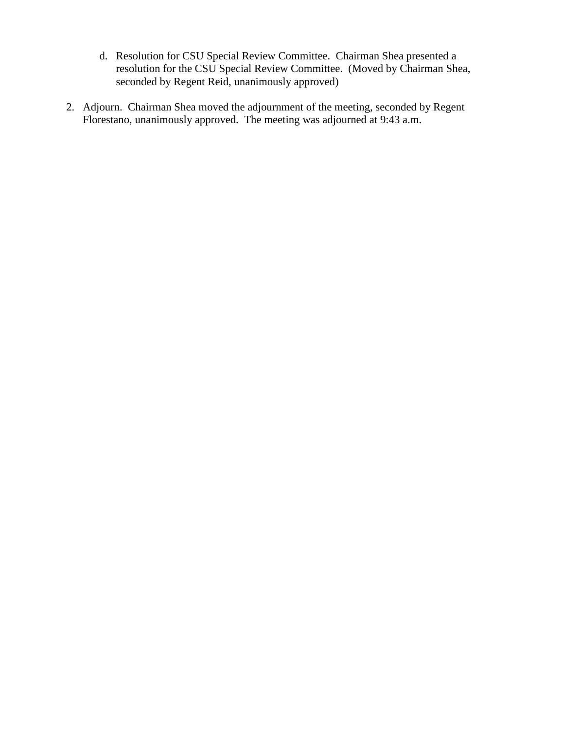d. Resolution for CSU Special Review Committee. Chairman Shea presented a resolution for the CSU Special Review Committee. (Moved by Chairman Shea, seconded by Regent Reid, unanimously approved)

2. Adjourn. Chairman Shea moved the adjournment of the meeting, seconded by Regent Florestano, unanimously approved. The meeting was adjourned at 9:43 a.m.